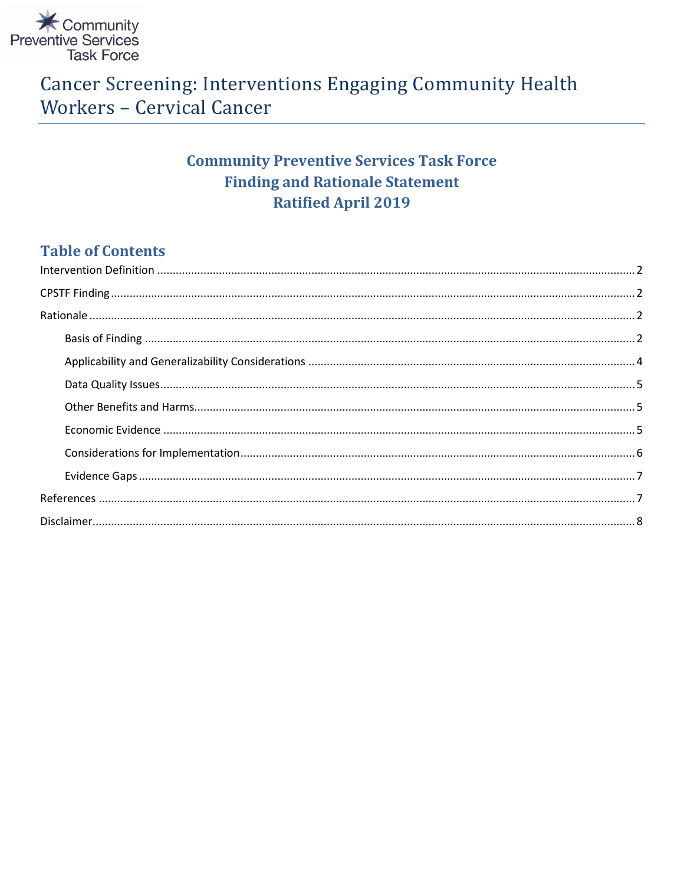Community Preventive Services Task Force

# Cancer Screening: Interventions Engaging Community Health Workers – Cervical Cancer

## Community Preventive Services Task Force
## Finding and Rationale Statement
## Ratified April 2019

## Table of Contents

Intervention Definition .......... 2

CPSTF Finding .......... 2

Rationale .......... 2

- Basis of Finding .......... 2
- Applicability and Generalizability Considerations .......... 4
- Data Quality Issues .......... 5
- Other Benefits and Harms .......... 5
- Economic Evidence .......... 5
- Considerations for Implementation .......... 6
- Evidence Gaps .......... 7

References .......... 7

Disclaimer .......... 8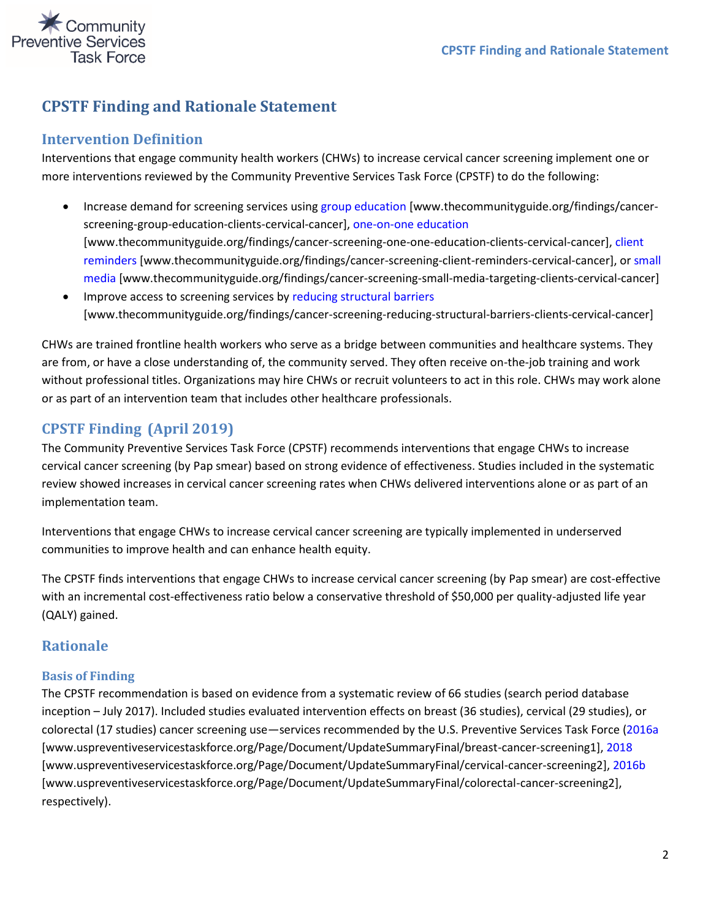# CPSTF Finding and Rationale Statement

## Intervention Definition

Interventions that engage community health workers (CHWs) to increase cervical cancer screening implement one or more interventions reviewed by the Community Preventive Services Task Force (CPSTF) to do the following:

- Increase demand for screening services using group education [www.thecommunityguide.org/findings/cancer-screening-group-education-clients-cervical-cancer], one-on-one education [www.thecommunityguide.org/findings/cancer-screening-one-one-education-clients-cervical-cancer], client reminders [www.thecommunityguide.org/findings/cancer-screening-client-reminders-cervical-cancer], or small media [www.thecommunityguide.org/findings/cancer-screening-small-media-targeting-clients-cervical-cancer]
- Improve access to screening services by reducing structural barriers [www.thecommunityguide.org/findings/cancer-screening-reducing-structural-barriers-clients-cervical-cancer]

CHWs are trained frontline health workers who serve as a bridge between communities and healthcare systems. They are from, or have a close understanding of, the community served. They often receive on-the-job training and work without professional titles. Organizations may hire CHWs or recruit volunteers to act in this role. CHWs may work alone or as part of an intervention team that includes other healthcare professionals.

## CPSTF Finding (April 2019)

The Community Preventive Services Task Force (CPSTF) recommends interventions that engage CHWs to increase cervical cancer screening (by Pap smear) based on strong evidence of effectiveness. Studies included in the systematic review showed increases in cervical cancer screening rates when CHWs delivered interventions alone or as part of an implementation team.

Interventions that engage CHWs to increase cervical cancer screening are typically implemented in underserved communities to improve health and can enhance health equity.

The CPSTF finds interventions that engage CHWs to increase cervical cancer screening (by Pap smear) are cost-effective with an incremental cost-effectiveness ratio below a conservative threshold of $50,000 per quality-adjusted life year (QALY) gained.

## Rationale

### Basis of Finding

The CPSTF recommendation is based on evidence from a systematic review of 66 studies (search period database inception – July 2017). Included studies evaluated intervention effects on breast (36 studies), cervical (29 studies), or colorectal (17 studies) cancer screening use—services recommended by the U.S. Preventive Services Task Force (2016a [www.uspreventiveservicestaskforce.org/Page/Document/UpdateSummaryFinal/breast-cancer-screening1], 2018 [www.uspreventiveservicestaskforce.org/Page/Document/UpdateSummaryFinal/cervical-cancer-screening2], 2016b [www.uspreventiveservicestaskforce.org/Page/Document/UpdateSummaryFinal/colorectal-cancer-screening2], respectively).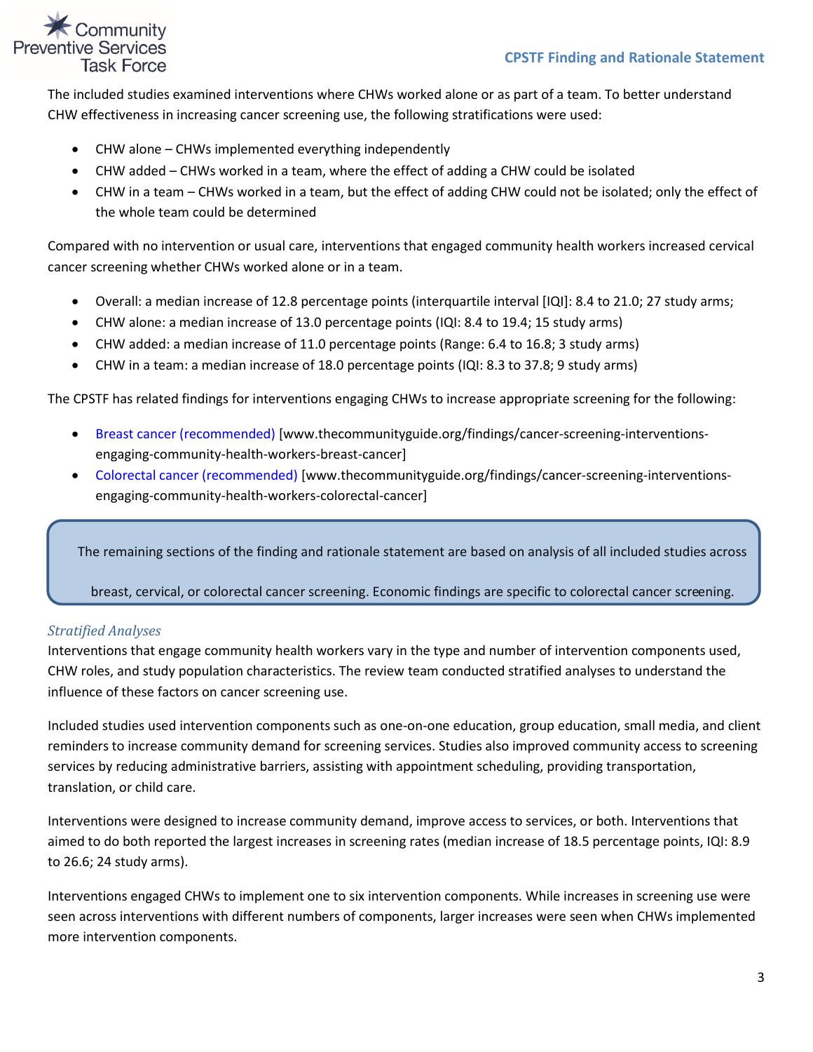The included studies examined interventions where CHWs worked alone or as part of a team. To better understand CHW effectiveness in increasing cancer screening use, the following stratifications were used:

- CHW alone – CHWs implemented everything independently
- CHW added – CHWs worked in a team, where the effect of adding a CHW could be isolated
- CHW in a team – CHWs worked in a team, but the effect of adding CHW could not be isolated; only the effect of the whole team could be determined

Compared with no intervention or usual care, interventions that engaged community health workers increased cervical cancer screening whether CHWs worked alone or in a team.

- Overall: a median increase of 12.8 percentage points (interquartile interval [IQI]: 8.4 to 21.0; 27 study arms;
- CHW alone: a median increase of 13.0 percentage points (IQI: 8.4 to 19.4; 15 study arms)
- CHW added: a median increase of 11.0 percentage points (Range: 6.4 to 16.8; 3 study arms)
- CHW in a team: a median increase of 18.0 percentage points (IQI: 8.3 to 37.8; 9 study arms)

The CPSTF has related findings for interventions engaging CHWs to increase appropriate screening for the following:

- Breast cancer (recommended) [www.thecommunityguide.org/findings/cancer-screening-interventions-engaging-community-health-workers-breast-cancer]
- Colorectal cancer (recommended) [www.thecommunityguide.org/findings/cancer-screening-interventions-engaging-community-health-workers-colorectal-cancer]

> The remaining sections of the finding and rationale statement are based on analysis of all included studies across breast, cervical, or colorectal cancer screening. Economic findings are specific to colorectal cancer screening.

### *Stratified Analyses*

Interventions that engage community health workers vary in the type and number of intervention components used, CHW roles, and study population characteristics. The review team conducted stratified analyses to understand the influence of these factors on cancer screening use.

Included studies used intervention components such as one-on-one education, group education, small media, and client reminders to increase community demand for screening services. Studies also improved community access to screening services by reducing administrative barriers, assisting with appointment scheduling, providing transportation, translation, or child care.

Interventions were designed to increase community demand, improve access to services, or both. Interventions that aimed to do both reported the largest increases in screening rates (median increase of 18.5 percentage points, IQI: 8.9 to 26.6; 24 study arms).

Interventions engaged CHWs to implement one to six intervention components. While increases in screening use were seen across interventions with different numbers of components, larger increases were seen when CHWs implemented more intervention components.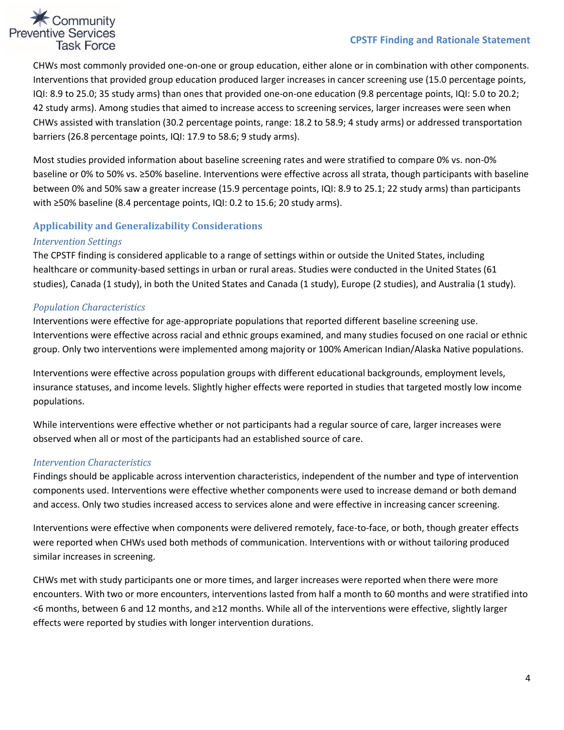CHWs most commonly provided one-on-one or group education, either alone or in combination with other components. Interventions that provided group education produced larger increases in cancer screening use (15.0 percentage points, IQI: 8.9 to 25.0; 35 study arms) than ones that provided one-on-one education (9.8 percentage points, IQI: 5.0 to 20.2; 42 study arms). Among studies that aimed to increase access to screening services, larger increases were seen when CHWs assisted with translation (30.2 percentage points, range: 18.2 to 58.9; 4 study arms) or addressed transportation barriers (26.8 percentage points, IQI: 17.9 to 58.6; 9 study arms).

Most studies provided information about baseline screening rates and were stratified to compare 0% vs. non-0% baseline or 0% to 50% vs. ≥50% baseline. Interventions were effective across all strata, though participants with baseline between 0% and 50% saw a greater increase (15.9 percentage points, IQI: 8.9 to 25.1; 22 study arms) than participants with ≥50% baseline (8.4 percentage points, IQI: 0.2 to 15.6; 20 study arms).

## Applicability and Generalizability Considerations

### *Intervention Settings*

The CPSTF finding is considered applicable to a range of settings within or outside the United States, including healthcare or community-based settings in urban or rural areas. Studies were conducted in the United States (61 studies), Canada (1 study), in both the United States and Canada (1 study), Europe (2 studies), and Australia (1 study).

### *Population Characteristics*

Interventions were effective for age-appropriate populations that reported different baseline screening use. Interventions were effective across racial and ethnic groups examined, and many studies focused on one racial or ethnic group. Only two interventions were implemented among majority or 100% American Indian/Alaska Native populations.

Interventions were effective across population groups with different educational backgrounds, employment levels, insurance statuses, and income levels. Slightly higher effects were reported in studies that targeted mostly low income populations.

While interventions were effective whether or not participants had a regular source of care, larger increases were observed when all or most of the participants had an established source of care.

### *Intervention Characteristics*

Findings should be applicable across intervention characteristics, independent of the number and type of intervention components used. Interventions were effective whether components were used to increase demand or both demand and access. Only two studies increased access to services alone and were effective in increasing cancer screening.

Interventions were effective when components were delivered remotely, face-to-face, or both, though greater effects were reported when CHWs used both methods of communication. Interventions with or without tailoring produced similar increases in screening.

CHWs met with study participants one or more times, and larger increases were reported when there were more encounters. With two or more encounters, interventions lasted from half a month to 60 months and were stratified into <6 months, between 6 and 12 months, and ≥12 months. While all of the interventions were effective, slightly larger effects were reported by studies with longer intervention durations.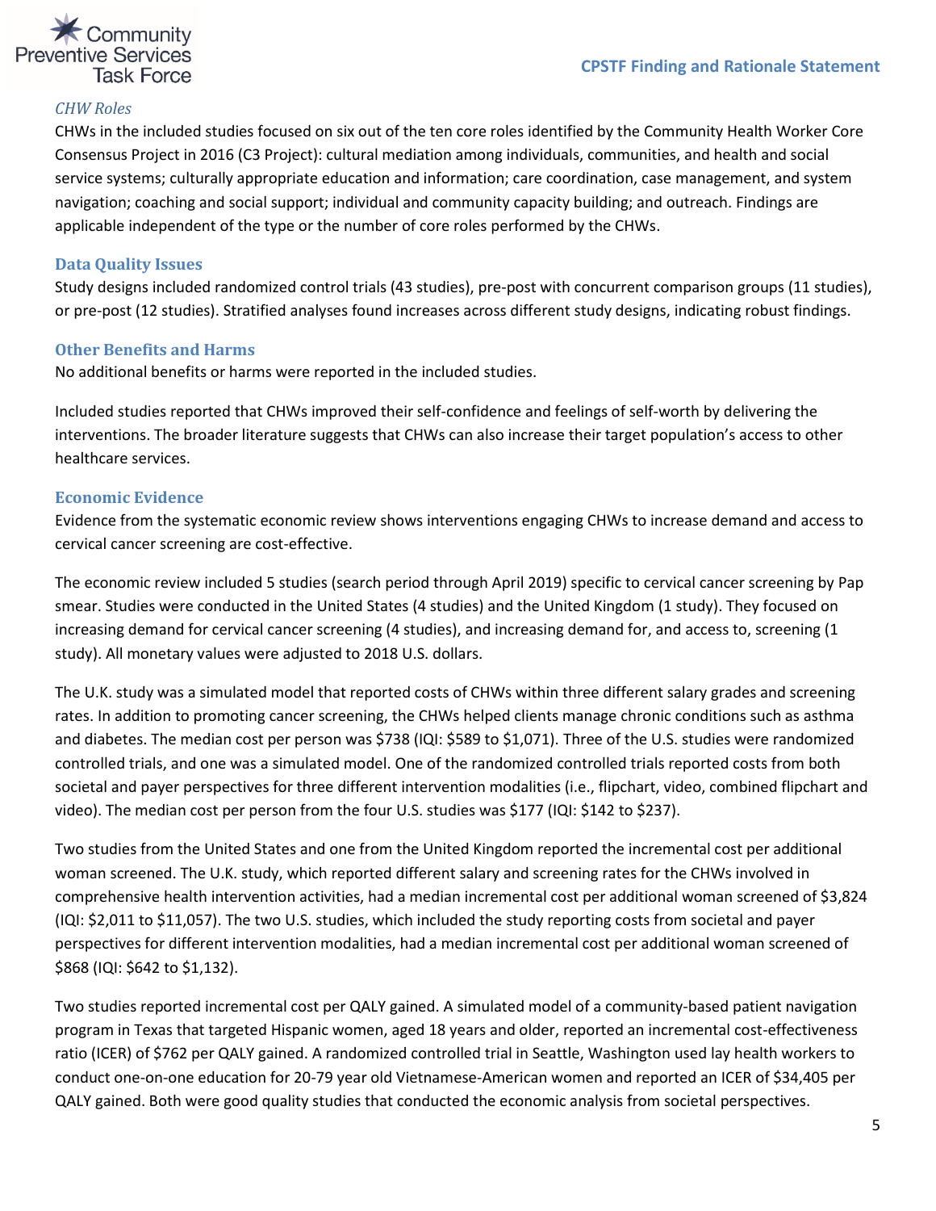### *CHW Roles*

CHWs in the included studies focused on six out of the ten core roles identified by the Community Health Worker Core Consensus Project in 2016 (C3 Project): cultural mediation among individuals, communities, and health and social service systems; culturally appropriate education and information; care coordination, case management, and system navigation; coaching and social support; individual and community capacity building; and outreach. Findings are applicable independent of the type or the number of core roles performed by the CHWs.

## Data Quality Issues

Study designs included randomized control trials (43 studies), pre-post with concurrent comparison groups (11 studies), or pre-post (12 studies). Stratified analyses found increases across different study designs, indicating robust findings.

## Other Benefits and Harms

No additional benefits or harms were reported in the included studies.

Included studies reported that CHWs improved their self-confidence and feelings of self-worth by delivering the interventions. The broader literature suggests that CHWs can also increase their target population's access to other healthcare services.

## Economic Evidence

Evidence from the systematic economic review shows interventions engaging CHWs to increase demand and access to cervical cancer screening are cost-effective.

The economic review included 5 studies (search period through April 2019) specific to cervical cancer screening by Pap smear. Studies were conducted in the United States (4 studies) and the United Kingdom (1 study). They focused on increasing demand for cervical cancer screening (4 studies), and increasing demand for, and access to, screening (1 study). All monetary values were adjusted to 2018 U.S. dollars.

The U.K. study was a simulated model that reported costs of CHWs within three different salary grades and screening rates. In addition to promoting cancer screening, the CHWs helped clients manage chronic conditions such as asthma and diabetes. The median cost per person was $738 (IQI: $589 to $1,071). Three of the U.S. studies were randomized controlled trials, and one was a simulated model. One of the randomized controlled trials reported costs from both societal and payer perspectives for three different intervention modalities (i.e., flipchart, video, combined flipchart and video). The median cost per person from the four U.S. studies was $177 (IQI: $142 to $237).

Two studies from the United States and one from the United Kingdom reported the incremental cost per additional woman screened. The U.K. study, which reported different salary and screening rates for the CHWs involved in comprehensive health intervention activities, had a median incremental cost per additional woman screened of $3,824 (IQI: $2,011 to $11,057). The two U.S. studies, which included the study reporting costs from societal and payer perspectives for different intervention modalities, had a median incremental cost per additional woman screened of $868 (IQI: $642 to $1,132).

Two studies reported incremental cost per QALY gained. A simulated model of a community-based patient navigation program in Texas that targeted Hispanic women, aged 18 years and older, reported an incremental cost-effectiveness ratio (ICER) of $762 per QALY gained. A randomized controlled trial in Seattle, Washington used lay health workers to conduct one-on-one education for 20-79 year old Vietnamese-American women and reported an ICER of $34,405 per QALY gained. Both were good quality studies that conducted the economic analysis from societal perspectives.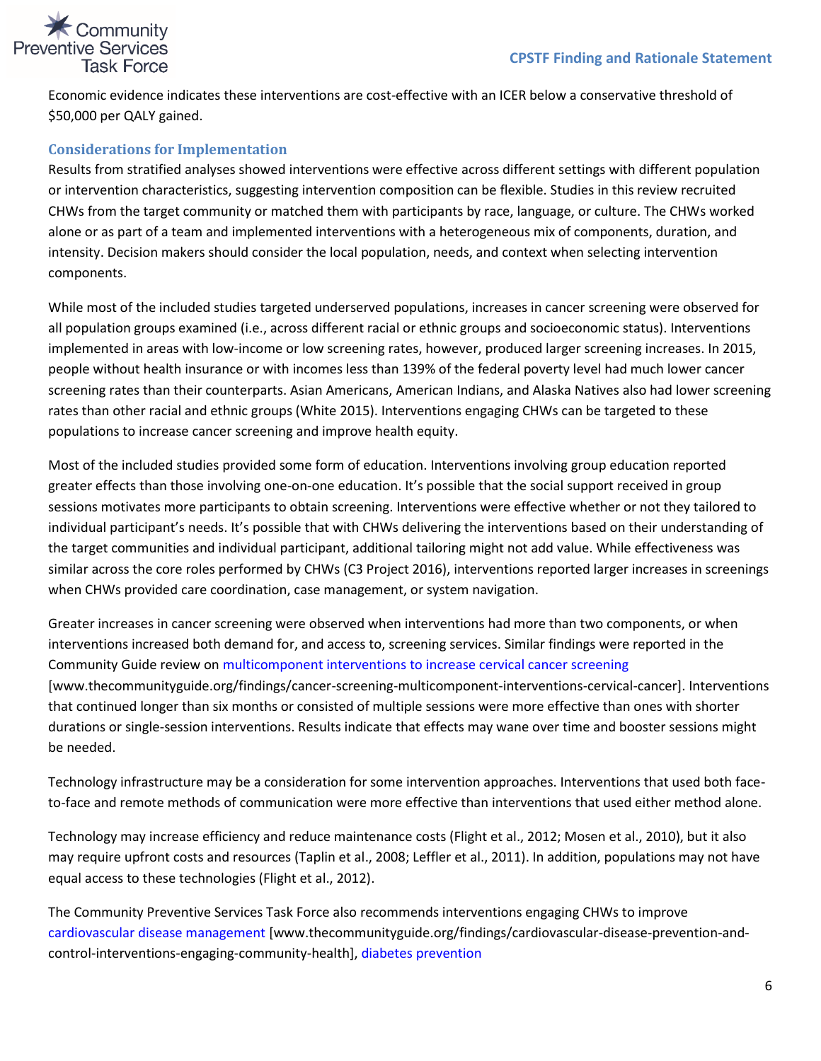Economic evidence indicates these interventions are cost-effective with an ICER below a conservative threshold of $50,000 per QALY gained.

### Considerations for Implementation

Results from stratified analyses showed interventions were effective across different settings with different population or intervention characteristics, suggesting intervention composition can be flexible. Studies in this review recruited CHWs from the target community or matched them with participants by race, language, or culture. The CHWs worked alone or as part of a team and implemented interventions with a heterogeneous mix of components, duration, and intensity. Decision makers should consider the local population, needs, and context when selecting intervention components.

While most of the included studies targeted underserved populations, increases in cancer screening were observed for all population groups examined (i.e., across different racial or ethnic groups and socioeconomic status). Interventions implemented in areas with low-income or low screening rates, however, produced larger screening increases. In 2015, people without health insurance or with incomes less than 139% of the federal poverty level had much lower cancer screening rates than their counterparts. Asian Americans, American Indians, and Alaska Natives also had lower screening rates than other racial and ethnic groups (White 2015). Interventions engaging CHWs can be targeted to these populations to increase cancer screening and improve health equity.

Most of the included studies provided some form of education. Interventions involving group education reported greater effects than those involving one-on-one education. It's possible that the social support received in group sessions motivates more participants to obtain screening. Interventions were effective whether or not they tailored to individual participant's needs. It's possible that with CHWs delivering the interventions based on their understanding of the target communities and individual participant, additional tailoring might not add value. While effectiveness was similar across the core roles performed by CHWs (C3 Project 2016), interventions reported larger increases in screenings when CHWs provided care coordination, case management, or system navigation.

Greater increases in cancer screening were observed when interventions had more than two components, or when interventions increased both demand for, and access to, screening services. Similar findings were reported in the Community Guide review on multicomponent interventions to increase cervical cancer screening [www.thecommunityguide.org/findings/cancer-screening-multicomponent-interventions-cervical-cancer]. Interventions that continued longer than six months or consisted of multiple sessions were more effective than ones with shorter durations or single-session interventions. Results indicate that effects may wane over time and booster sessions might be needed.

Technology infrastructure may be a consideration for some intervention approaches. Interventions that used both face-to-face and remote methods of communication were more effective than interventions that used either method alone.

Technology may increase efficiency and reduce maintenance costs (Flight et al., 2012; Mosen et al., 2010), but it also may require upfront costs and resources (Taplin et al., 2008; Leffler et al., 2011). In addition, populations may not have equal access to these technologies (Flight et al., 2012).

The Community Preventive Services Task Force also recommends interventions engaging CHWs to improve cardiovascular disease management [www.thecommunityguide.org/findings/cardiovascular-disease-prevention-and-control-interventions-engaging-community-health], diabetes prevention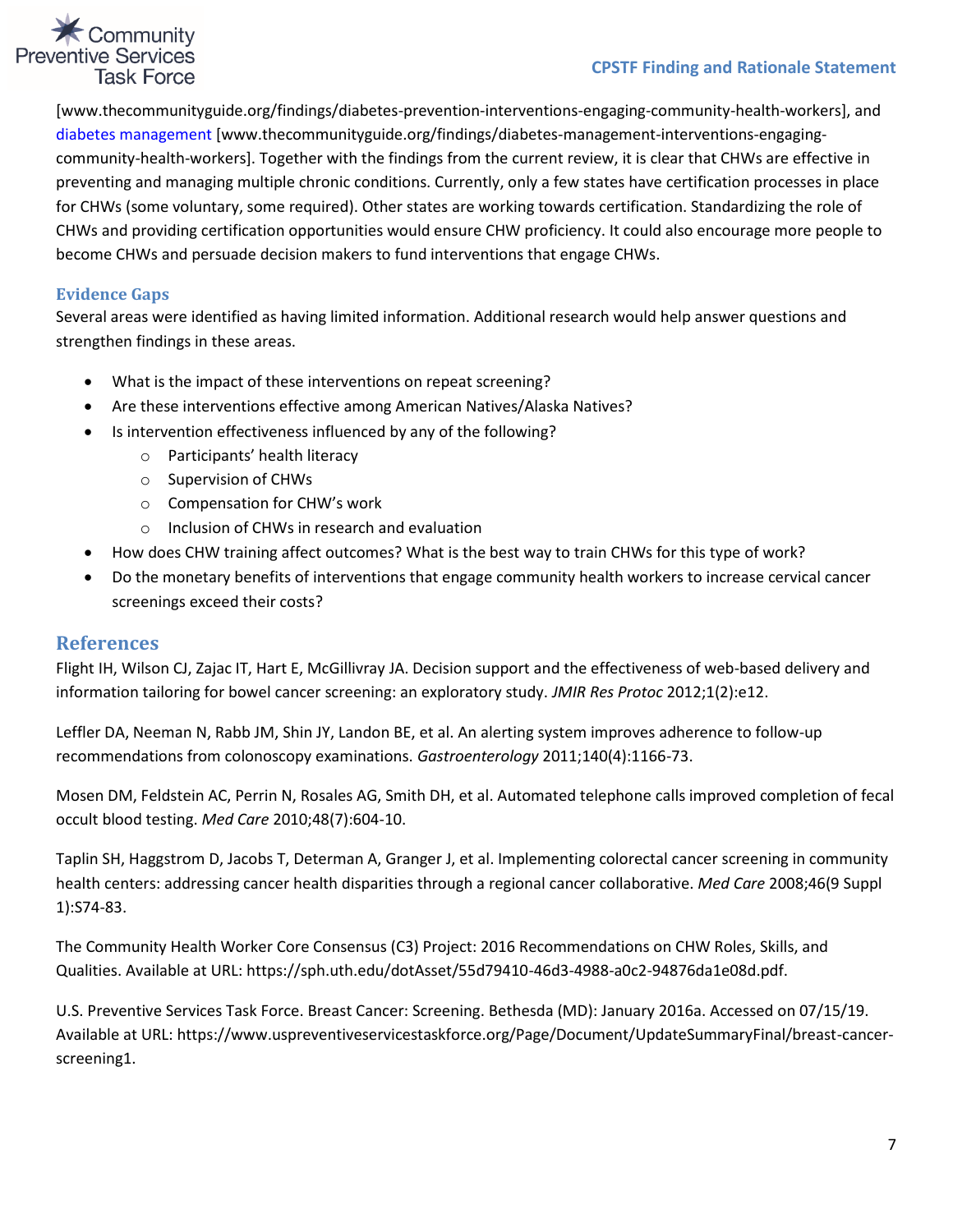[www.thecommunityguide.org/findings/diabetes-prevention-interventions-engaging-community-health-workers], and diabetes management [www.thecommunityguide.org/findings/diabetes-management-interventions-engaging-community-health-workers]. Together with the findings from the current review, it is clear that CHWs are effective in preventing and managing multiple chronic conditions. Currently, only a few states have certification processes in place for CHWs (some voluntary, some required). Other states are working towards certification. Standardizing the role of CHWs and providing certification opportunities would ensure CHW proficiency. It could also encourage more people to become CHWs and persuade decision makers to fund interventions that engage CHWs.

### Evidence Gaps

Several areas were identified as having limited information. Additional research would help answer questions and strengthen findings in these areas.

- What is the impact of these interventions on repeat screening?
- Are these interventions effective among American Natives/Alaska Natives?
- Is intervention effectiveness influenced by any of the following?
  - Participants' health literacy
  - Supervision of CHWs
  - Compensation for CHW's work
  - Inclusion of CHWs in research and evaluation
- How does CHW training affect outcomes? What is the best way to train CHWs for this type of work?
- Do the monetary benefits of interventions that engage community health workers to increase cervical cancer screenings exceed their costs?

## References

Flight IH, Wilson CJ, Zajac IT, Hart E, McGillivray JA. Decision support and the effectiveness of web-based delivery and information tailoring for bowel cancer screening: an exploratory study. *JMIR Res Protoc* 2012;1(2):e12.

Leffler DA, Neeman N, Rabb JM, Shin JY, Landon BE, et al. An alerting system improves adherence to follow-up recommendations from colonoscopy examinations. *Gastroenterology* 2011;140(4):1166-73.

Mosen DM, Feldstein AC, Perrin N, Rosales AG, Smith DH, et al. Automated telephone calls improved completion of fecal occult blood testing. *Med Care* 2010;48(7):604-10.

Taplin SH, Haggstrom D, Jacobs T, Determan A, Granger J, et al. Implementing colorectal cancer screening in community health centers: addressing cancer health disparities through a regional cancer collaborative. *Med Care* 2008;46(9 Suppl 1):S74-83.

The Community Health Worker Core Consensus (C3) Project: 2016 Recommendations on CHW Roles, Skills, and Qualities. Available at URL: https://sph.uth.edu/dotAsset/55d79410-46d3-4988-a0c2-94876da1e08d.pdf.

U.S. Preventive Services Task Force. Breast Cancer: Screening. Bethesda (MD): January 2016a. Accessed on 07/15/19. Available at URL: https://www.uspreventiveservicestaskforce.org/Page/Document/UpdateSummaryFinal/breast-cancer-screening1.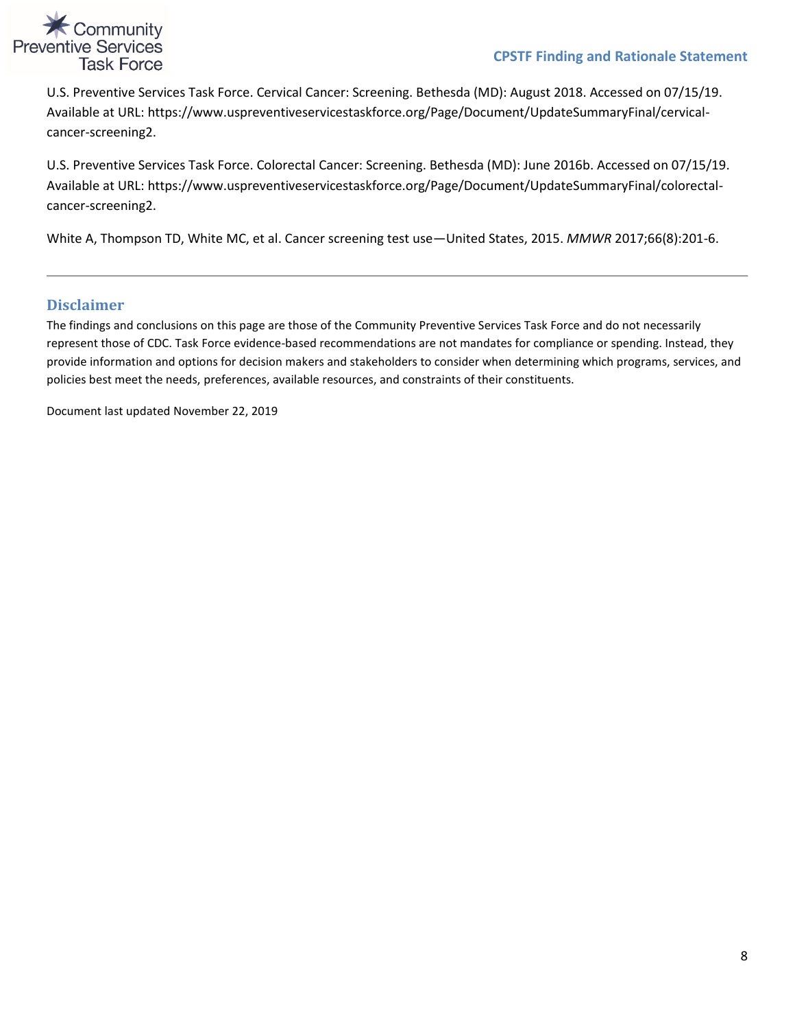U.S. Preventive Services Task Force. Cervical Cancer: Screening. Bethesda (MD): August 2018. Accessed on 07/15/19. Available at URL: https://www.uspreventiveservicestaskforce.org/Page/Document/UpdateSummaryFinal/cervical-cancer-screening2.

U.S. Preventive Services Task Force. Colorectal Cancer: Screening. Bethesda (MD): June 2016b. Accessed on 07/15/19. Available at URL: https://www.uspreventiveservicestaskforce.org/Page/Document/UpdateSummaryFinal/colorectal-cancer-screening2.

White A, Thompson TD, White MC, et al. Cancer screening test use—United States, 2015. *MMWR* 2017;66(8):201-6.

---

## Disclaimer

The findings and conclusions on this page are those of the Community Preventive Services Task Force and do not necessarily represent those of CDC. Task Force evidence-based recommendations are not mandates for compliance or spending. Instead, they provide information and options for decision makers and stakeholders to consider when determining which programs, services, and policies best meet the needs, preferences, available resources, and constraints of their constituents.

Document last updated November 22, 2019